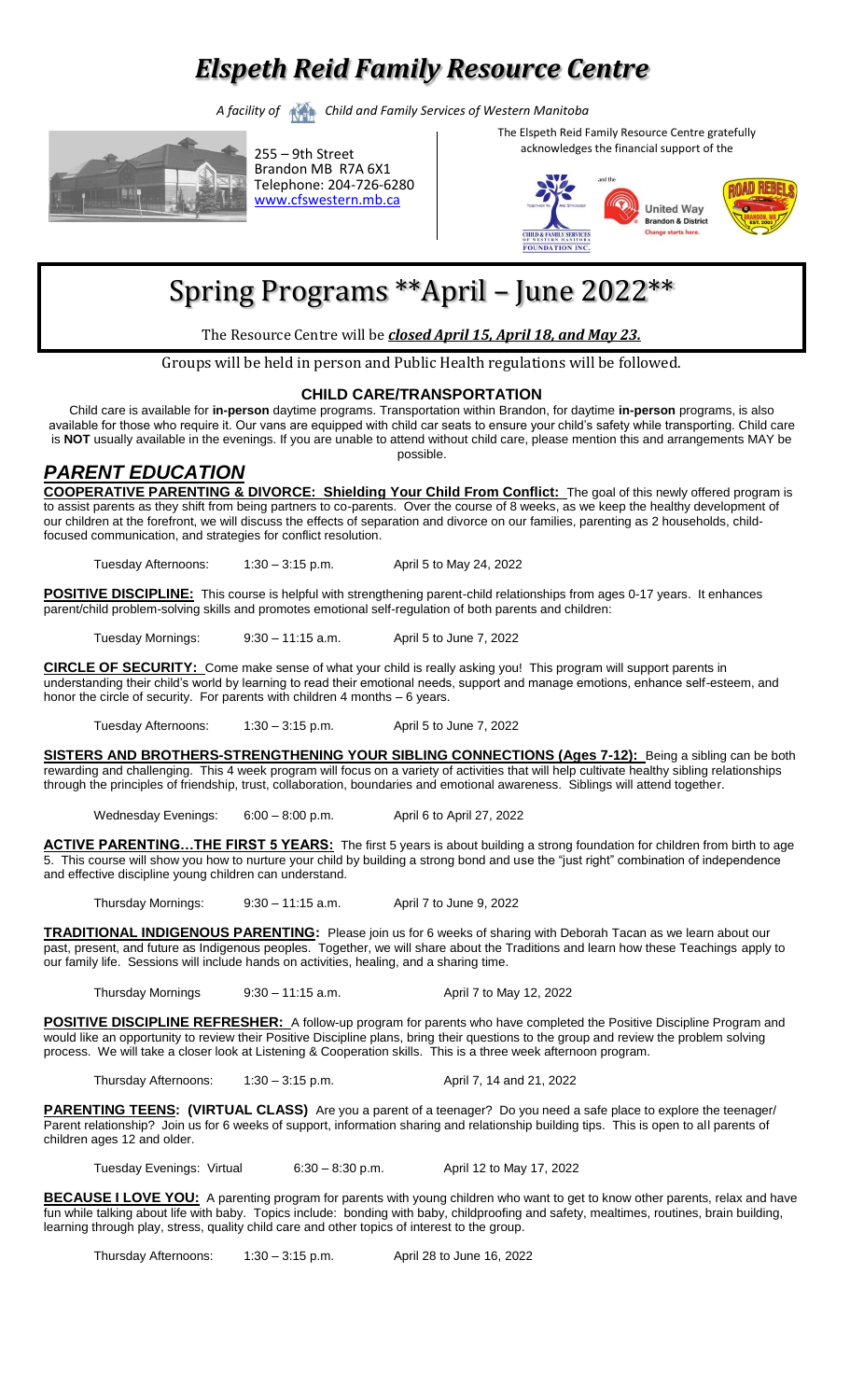# *Elspeth Reid Family Resource Centre*

*A facility of Child and Family Services of Western Manitoba*

255 – 9th Street
Brandon MB R7A 6X1
Telephone: 204-726-6280
www.cfswestern.mb.ca

The Elspeth Reid Family Resource Centre gratefully acknowledges the financial support of the

# Spring Programs **April – June 2022**

The Resource Centre will be ***closed April 15, April 18, and May 23.***

Groups will be held in person and Public Health regulations will be followed.

## CHILD CARE/TRANSPORTATION

Child care is available for **in-person** daytime programs. Transportation within Brandon, for daytime **in-person** programs, is also available for those who require it. Our vans are equipped with child car seats to ensure your child's safety while transporting. Child care is **NOT** usually available in the evenings. If you are unable to attend without child care, please mention this and arrangements MAY be possible.

## *PARENT EDUCATION*

**COOPERATIVE PARENTING & DIVORCE: Shielding Your Child From Conflict:** The goal of this newly offered program is to assist parents as they shift from being partners to co-parents. Over the course of 8 weeks, as we keep the healthy development of our children at the forefront, we will discuss the effects of separation and divorce on our families, parenting as 2 households, child-focused communication, and strategies for conflict resolution.

Tuesday Afternoons: 1:30 – 3:15 p.m. April 5 to May 24, 2022

**POSITIVE DISCIPLINE:** This course is helpful with strengthening parent-child relationships from ages 0-17 years. It enhances parent/child problem-solving skills and promotes emotional self-regulation of both parents and children:

Tuesday Mornings: 9:30 – 11:15 a.m. April 5 to June 7, 2022

**CIRCLE OF SECURITY:** Come make sense of what your child is really asking you! This program will support parents in understanding their child's world by learning to read their emotional needs, support and manage emotions, enhance self-esteem, and honor the circle of security. For parents with children 4 months – 6 years.

Tuesday Afternoons: 1:30 – 3:15 p.m. April 5 to June 7, 2022

**SISTERS AND BROTHERS-STRENGTHENING YOUR SIBLING CONNECTIONS (Ages 7-12):** Being a sibling can be both rewarding and challenging. This 4 week program will focus on a variety of activities that will help cultivate healthy sibling relationships through the principles of friendship, trust, collaboration, boundaries and emotional awareness. Siblings will attend together.

Wednesday Evenings: 6:00 – 8:00 p.m. April 6 to April 27, 2022

**ACTIVE PARENTING…THE FIRST 5 YEARS:** The first 5 years is about building a strong foundation for children from birth to age 5. This course will show you how to nurture your child by building a strong bond and use the "just right" combination of independence and effective discipline young children can understand.

Thursday Mornings: 9:30 – 11:15 a.m. April 7 to June 9, 2022

**TRADITIONAL INDIGENOUS PARENTING:** Please join us for 6 weeks of sharing with Deborah Tacan as we learn about our past, present, and future as Indigenous peoples. Together, we will share about the Traditions and learn how these Teachings apply to our family life. Sessions will include hands on activities, healing, and a sharing time.

Thursday Mornings 9:30 – 11:15 a.m. April 7 to May 12, 2022

**POSITIVE DISCIPLINE REFRESHER:** A follow-up program for parents who have completed the Positive Discipline Program and would like an opportunity to review their Positive Discipline plans, bring their questions to the group and review the problem solving process. We will take a closer look at Listening & Cooperation skills. This is a three week afternoon program.

Thursday Afternoons: 1:30 – 3:15 p.m. April 7, 14 and 21, 2022

**PARENTING TEENS: (VIRTUAL CLASS)** Are you a parent of a teenager? Do you need a safe place to explore the teenager/ Parent relationship? Join us for 6 weeks of support, information sharing and relationship building tips. This is open to all parents of children ages 12 and older.

Tuesday Evenings: Virtual 6:30 – 8:30 p.m. April 12 to May 17, 2022

**BECAUSE I LOVE YOU:** A parenting program for parents with young children who want to get to know other parents, relax and have fun while talking about life with baby. Topics include: bonding with baby, childproofing and safety, mealtimes, routines, brain building, learning through play, stress, quality child care and other topics of interest to the group.

Thursday Afternoons: 1:30 – 3:15 p.m. April 28 to June 16, 2022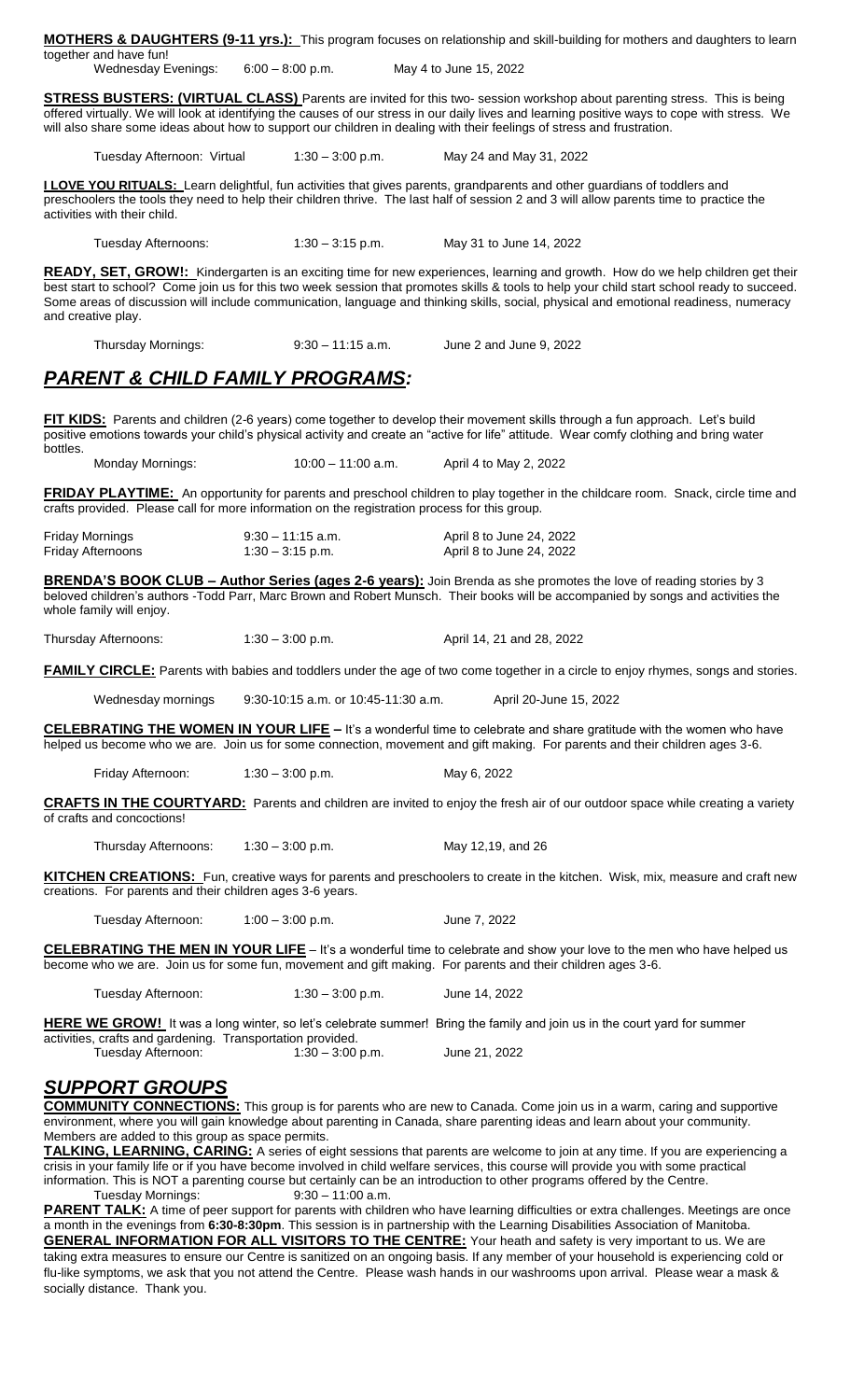**MOTHERS & DAUGHTERS (9-11 yrs.):** This program focuses on relationship and skill-building for mothers and daughters to learn together and have fun!

Wednesday Evenings: 6:00 – 8:00 p.m. May 4 to June 15, 2022

**STRESS BUSTERS: (VIRTUAL CLASS)** Parents are invited for this two- session workshop about parenting stress. This is being offered virtually. We will look at identifying the causes of our stress in our daily lives and learning positive ways to cope with stress. We will also share some ideas about how to support our children in dealing with their feelings of stress and frustration.

Tuesday Afternoon: Virtual 1:30 – 3:00 p.m. May 24 and May 31, 2022

**I LOVE YOU RITUALS:** Learn delightful, fun activities that gives parents, grandparents and other guardians of toddlers and preschoolers the tools they need to help their children thrive. The last half of session 2 and 3 will allow parents time to practice the activities with their child.

Tuesday Afternoons: 1:30 – 3:15 p.m. May 31 to June 14, 2022

**READY, SET, GROW!:** Kindergarten is an exciting time for new experiences, learning and growth. How do we help children get their best start to school? Come join us for this two week session that promotes skills & tools to help your child start school ready to succeed. Some areas of discussion will include communication, language and thinking skills, social, physical and emotional readiness, numeracy and creative play.

Thursday Mornings: 9:30 – 11:15 a.m. June 2 and June 9, 2022

## *PARENT & CHILD FAMILY PROGRAMS:*

**FIT KIDS:** Parents and children (2-6 years) come together to develop their movement skills through a fun approach. Let's build positive emotions towards your child's physical activity and create an "active for life" attitude. Wear comfy clothing and bring water bottles.

Monday Mornings: 10:00 – 11:00 a.m. April 4 to May 2, 2022

**FRIDAY PLAYTIME:** An opportunity for parents and preschool children to play together in the childcare room. Snack, circle time and crafts provided. Please call for more information on the registration process for this group.

| | | |
|---|---|---|
| Friday Mornings | 9:30 – 11:15 a.m. | April 8 to June 24, 2022 |
| Friday Afternoons | 1:30 – 3:15 p.m. | April 8 to June 24, 2022 |

**BRENDA'S BOOK CLUB – Author Series (ages 2-6 years):** Join Brenda as she promotes the love of reading stories by 3 beloved children's authors -Todd Parr, Marc Brown and Robert Munsch. Their books will be accompanied by songs and activities the whole family will enjoy.

Thursday Afternoons: 1:30 – 3:00 p.m. April 14, 21 and 28, 2022

**FAMILY CIRCLE:** Parents with babies and toddlers under the age of two come together in a circle to enjoy rhymes, songs and stories.

Wednesday mornings 9:30-10:15 a.m. or 10:45-11:30 a.m. April 20-June 15, 2022

**CELEBRATING THE WOMEN IN YOUR LIFE –** It's a wonderful time to celebrate and share gratitude with the women who have helped us become who we are. Join us for some connection, movement and gift making. For parents and their children ages 3-6.

Friday Afternoon: 1:30 – 3:00 p.m. May 6, 2022

**CRAFTS IN THE COURTYARD:** Parents and children are invited to enjoy the fresh air of our outdoor space while creating a variety of crafts and concoctions!

Thursday Afternoons: 1:30 – 3:00 p.m. May 12,19, and 26

**KITCHEN CREATIONS:** Fun, creative ways for parents and preschoolers to create in the kitchen. Wisk, mix, measure and craft new creations. For parents and their children ages 3-6 years.

Tuesday Afternoon: 1:00 – 3:00 p.m. June 7, 2022

**CELEBRATING THE MEN IN YOUR LIFE** – It's a wonderful time to celebrate and show your love to the men who have helped us become who we are. Join us for some fun, movement and gift making. For parents and their children ages 3-6.

Tuesday Afternoon: 1:30 – 3:00 p.m. June 14, 2022

**HERE WE GROW!** It was a long winter, so let's celebrate summer! Bring the family and join us in the court yard for summer activities, crafts and gardening. Transportation provided.

Tuesday Afternoon: 1:30 – 3:00 p.m. June 21, 2022

## *SUPPORT GROUPS*

**COMMUNITY CONNECTIONS:** This group is for parents who are new to Canada. Come join us in a warm, caring and supportive environment, where you will gain knowledge about parenting in Canada, share parenting ideas and learn about your community. Members are added to this group as space permits.

**TALKING, LEARNING, CARING:** A series of eight sessions that parents are welcome to join at any time. If you are experiencing a crisis in your family life or if you have become involved in child welfare services, this course will provide you with some practical information. This is NOT a parenting course but certainly can be an introduction to other programs offered by the Centre.

Tuesday Mornings: 9:30 – 11:00 a.m.

**PARENT TALK:** A time of peer support for parents with children who have learning difficulties or extra challenges. Meetings are once a month in the evenings from **6:30-8:30pm**. This session is in partnership with the Learning Disabilities Association of Manitoba.

**GENERAL INFORMATION FOR ALL VISITORS TO THE CENTRE:** Your heath and safety is very important to us. We are taking extra measures to ensure our Centre is sanitized on an ongoing basis. If any member of your household is experiencing cold or flu-like symptoms, we ask that you not attend the Centre. Please wash hands in our washrooms upon arrival. Please wear a mask & socially distance. Thank you.